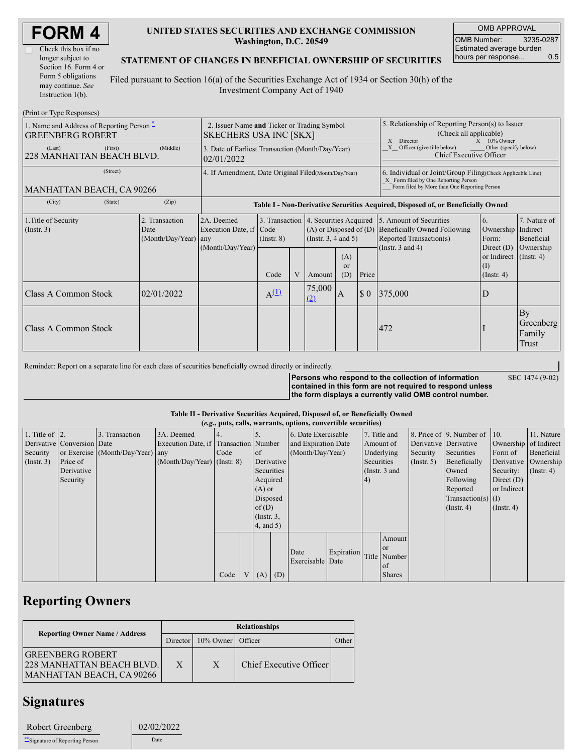# FORM 4

☐ Check this box if no longer subject to Section 16. Form 4 or Form 5 obligations may continue. *See* Instruction 1(b).

**UNITED STATES SECURITIES AND EXCHANGE COMMISSION**
**Washington, D.C. 20549**

**STATEMENT OF CHANGES IN BENEFICIAL OWNERSHIP OF SECURITIES**

Filed pursuant to Section 16(a) of the Securities Exchange Act of 1934 or Section 30(h) of the Investment Company Act of 1940

| OMB APPROVAL | |
|---|---|
| OMB Number: | 3235-0287 |
| Estimated average burden hours per response... | 0.5 |

(Print or Type Responses)

| | | |
|---|---|---|
| 1. Name and Address of Reporting Person * <br> GREENBERG ROBERT | 2. Issuer Name **and** Ticker or Trading Symbol <br> SKECHERS USA INC [SKX] | 5. Relationship of Reporting Person(s) to Issuer (Check all applicable) <br> _X_ Director _X_ 10% Owner <br> _X_ Officer (give title below) ___ Other (specify below) <br> Chief Executive Officer |
| (Last) (First) (Middle) <br> 228 MANHATTAN BEACH BLVD. | 3. Date of Earliest Transaction (Month/Day/Year) <br> 02/01/2022 | |
| (Street) <br> MANHATTAN BEACH, CA 90266 | 4. If Amendment, Date Original Filed (Month/Day/Year) | 6. Individual or Joint/Group Filing (Check Applicable Line) <br> _X_ Form filed by One Reporting Person <br> ___ Form filed by More than One Reporting Person |
| (City) (State) (Zip) | | |

**Table I - Non-Derivative Securities Acquired, Disposed of, or Beneficially Owned**

| 1.Title of Security (Instr. 3) | 2. Transaction Date (Month/Day/Year) | 2A. Deemed Execution Date, if any (Month/Day/Year) | 3. Transaction Code (Instr. 8) | | 4. Securities Acquired (A) or Disposed of (D) (Instr. 3, 4 and 5) | | | 5. Amount of Securities Beneficially Owned Following Reported Transaction(s) (Instr. 3 and 4) | 6. Ownership Form: Direct (D) or Indirect (I) (Instr. 4) | 7. Nature of Indirect Beneficial Ownership (Instr. 4) |
|---|---|---|---|---|---|---|---|---|---|---|
| | | | Code | V | Amount | (A) or (D) | Price | | | |
| Class A Common Stock | 02/01/2022 | | A [(1)] | | 75,000 [(2)] | A | $ 0 | 375,000 | D | |
| Class A Common Stock | | | | | | | | 472 | I | By Greenberg Family Trust |

Reminder: Report on a separate line for each class of securities beneficially owned directly or indirectly.

**Persons who respond to the collection of information contained in this form are not required to respond unless the form displays a currently valid OMB control number.** SEC 1474 (9-02)

**Table II - Derivative Securities Acquired, Disposed of, or Beneficially Owned**
**(*e.g.*, puts, calls, warrants, options, convertible securities)**

| 1. Title of Derivative Security (Instr. 3) | 2. Conversion or Exercise Price of Derivative Security | 3. Transaction Date (Month/Day/Year) | 3A. Deemed Execution Date, if any (Month/Day/Year) | 4. Transaction Code (Instr. 8) | | 5. Number of Derivative Securities Acquired (A) or Disposed of (D) (Instr. 3, 4, and 5) | | 6. Date Exercisable and Expiration Date (Month/Day/Year) | | 7. Title and Amount of Underlying Securities (Instr. 3 and 4) | | 8. Price of Derivative Security (Instr. 5) | 9. Number of Derivative Securities Beneficially Owned Following Reported Transaction(s) (Instr. 4) | 10. Ownership Form of Derivative Security: Direct (D) or Indirect (I) (Instr. 4) | 11. Nature of Indirect Beneficial Ownership (Instr. 4) |
|---|---|---|---|---|---|---|---|---|---|---|---|---|---|---|---|
| | | | | Code | V | (A) | (D) | Date Exercisable | Expiration Date | Title | Amount or Number of Shares | | | | |

## Reporting Owners

| Reporting Owner Name / Address | Relationships | | | |
|---|---|---|---|---|
| | Director | 10% Owner | Officer | Other |
| GREENBERG ROBERT<br>228 MANHATTAN BEACH BLVD.<br>MANHATTAN BEACH, CA 90266 | X | X | Chief Executive Officer | |

## Signatures

| | |
|---|---|
| Robert Greenberg | 02/02/2022 |
| **Signature of Reporting Person | Date |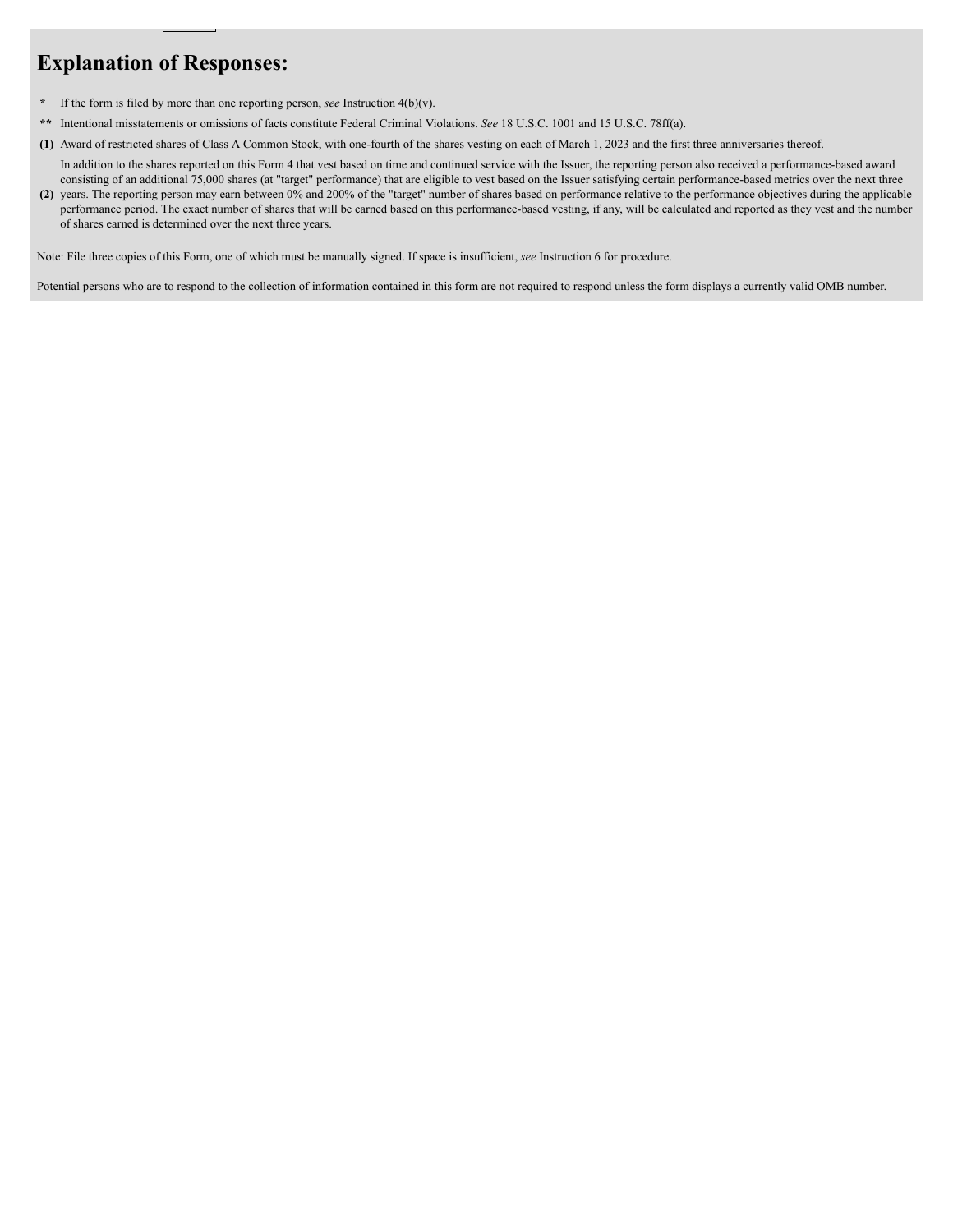## Explanation of Responses:

- * If the form is filed by more than one reporting person, *see* Instruction 4(b)(v).
- ** Intentional misstatements or omissions of facts constitute Federal Criminal Violations. *See* 18 U.S.C. 1001 and 15 U.S.C. 78ff(a).
- **(1)** Award of restricted shares of Class A Common Stock, with one-fourth of the shares vesting on each of March 1, 2023 and the first three anniversaries thereof.
- **(2)** In addition to the shares reported on this Form 4 that vest based on time and continued service with the Issuer, the reporting person also received a performance-based award consisting of an additional 75,000 shares (at "target" performance) that are eligible to vest based on the Issuer satisfying certain performance-based metrics over the next three years. The reporting person may earn between 0% and 200% of the "target" number of shares based on performance relative to the performance objectives during the applicable performance period. The exact number of shares that will be earned based on this performance-based vesting, if any, will be calculated and reported as they vest and the number of shares earned is determined over the next three years.

Note: File three copies of this Form, one of which must be manually signed. If space is insufficient, *see* Instruction 6 for procedure.

Potential persons who are to respond to the collection of information contained in this form are not required to respond unless the form displays a currently valid OMB number.